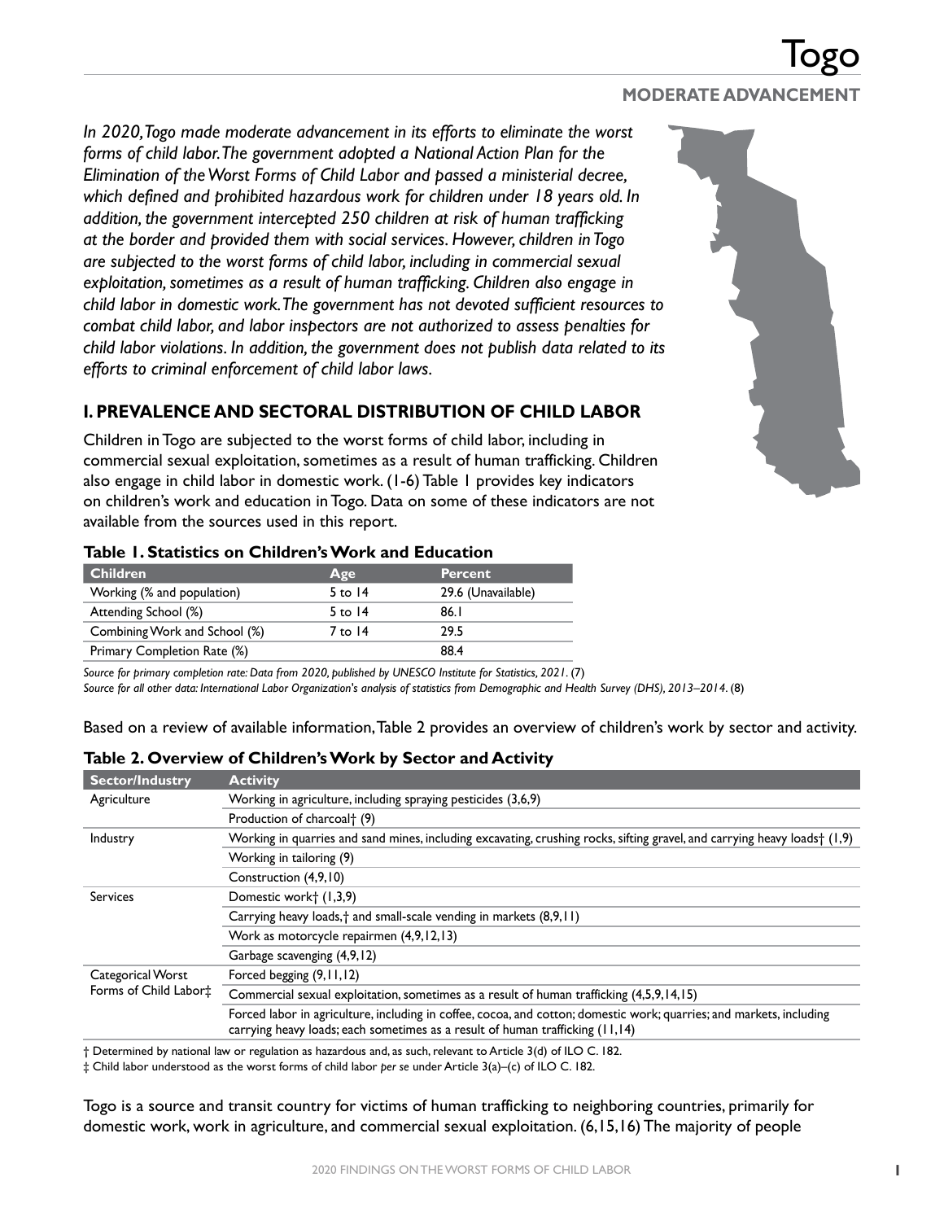# Togo

**MODERATE ADVANCEMENT**

*In 2020, Togo made moderate advancement in its efforts to eliminate the worst forms of child labor. The government adopted a National Action Plan for the Elimination of the Worst Forms of Child Labor and passed a ministerial decree, which defined and prohibited hazardous work for children under 18 years old. In addition, the government intercepted 250 children at risk of human trafficking at the border and provided them with social services. However, children in Togo are subjected to the worst forms of child labor, including in commercial sexual exploitation, sometimes as a result of human trafficking. Children also engage in child labor in domestic work. The government has not devoted sufficient resources to combat child labor, and labor inspectors are not authorized to assess penalties for child labor violations. In addition, the government does not publish data related to its efforts to criminal enforcement of child labor laws.*

## I. PREVALENCE AND SECTORAL DISTRIBUTION OF CHILD LABOR

Children in Togo are subjected to the worst forms of child labor, including in commercial sexual exploitation, sometimes as a result of human trafficking. Children also engage in child labor in domestic work. (1-6) Table 1 provides key indicators on children's work and education in Togo. Data on some of these indicators are not available from the sources used in this report.

**Table 1. Statistics on Children's Work and Education**

| Children | Age | Percent |
|---|---|---|
| Working (% and population) | 5 to 14 | 29.6 (Unavailable) |
| Attending School (%) | 5 to 14 | 86.1 |
| Combining Work and School (%) | 7 to 14 | 29.5 |
| Primary Completion Rate (%) | | 88.4 |

*Source for primary completion rate: Data from 2020, published by UNESCO Institute for Statistics, 2021.* (7)
*Source for all other data: International Labor Organization's analysis of statistics from Demographic and Health Survey (DHS), 2013–2014.* (8)

Based on a review of available information, Table 2 provides an overview of children's work by sector and activity.

**Table 2. Overview of Children's Work by Sector and Activity**

| Sector/Industry | Activity |
|---|---|
| Agriculture | Working in agriculture, including spraying pesticides (3,6,9) |
| | Production of charcoal† (9) |
| Industry | Working in quarries and sand mines, including excavating, crushing rocks, sifting gravel, and carrying heavy loads† (1,9) |
| | Working in tailoring (9) |
| | Construction (4,9,10) |
| Services | Domestic work† (1,3,9) |
| | Carrying heavy loads,† and small-scale vending in markets (8,9,11) |
| | Work as motorcycle repairmen (4,9,12,13) |
| | Garbage scavenging (4,9,12) |
| Categorical Worst Forms of Child Labor‡ | Forced begging (9,11,12) |
| | Commercial sexual exploitation, sometimes as a result of human trafficking (4,5,9,14,15) |
| | Forced labor in agriculture, including in coffee, cocoa, and cotton; domestic work; quarries; and markets, including carrying heavy loads; each sometimes as a result of human trafficking (11,14) |

† Determined by national law or regulation as hazardous and, as such, relevant to Article 3(d) of ILO C. 182.
‡ Child labor understood as the worst forms of child labor *per se* under Article 3(a)–(c) of ILO C. 182.

Togo is a source and transit country for victims of human trafficking to neighboring countries, primarily for domestic work, work in agriculture, and commercial sexual exploitation. (6,15,16) The majority of people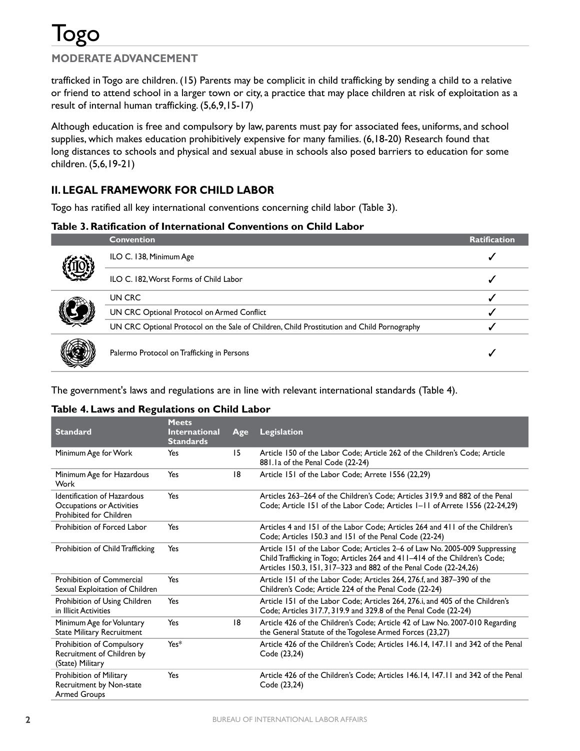trafficked in Togo are children. (15) Parents may be complicit in child trafficking by sending a child to a relative or friend to attend school in a larger town or city, a practice that may place children at risk of exploitation as a result of internal human trafficking. (5,6,9,15-17)

Although education is free and compulsory by law, parents must pay for associated fees, uniforms, and school supplies, which makes education prohibitively expensive for many families. (6,18-20) Research found that long distances to schools and physical and sexual abuse in schools also posed barriers to education for some children. (5,6,19-21)

## II. LEGAL FRAMEWORK FOR CHILD LABOR

Togo has ratified all key international conventions concerning child labor (Table 3).

**Table 3. Ratification of International Conventions on Child Labor**

| Convention | Ratification |
|---|---|
| ILO C. 138, Minimum Age | ✓ |
| ILO C. 182, Worst Forms of Child Labor | ✓ |
| UN CRC | ✓ |
| UN CRC Optional Protocol on Armed Conflict | ✓ |
| UN CRC Optional Protocol on the Sale of Children, Child Prostitution and Child Pornography | ✓ |
| Palermo Protocol on Trafficking in Persons | ✓ |

The government's laws and regulations are in line with relevant international standards (Table 4).

**Table 4. Laws and Regulations on Child Labor**

| Standard | Meets International Standards | Age | Legislation |
|---|---|---|---|
| Minimum Age for Work | Yes | 15 | Article 150 of the Labor Code; Article 262 of the Children's Code; Article 881.1a of the Penal Code (22-24) |
| Minimum Age for Hazardous Work | Yes | 18 | Article 151 of the Labor Code; Arrete 1556 (22,29) |
| Identification of Hazardous Occupations or Activities Prohibited for Children | Yes | | Articles 263–264 of the Children's Code; Articles 319.9 and 882 of the Penal Code; Article 151 of the Labor Code; Articles 1–11 of Arrete 1556 (22-24,29) |
| Prohibition of Forced Labor | Yes | | Articles 4 and 151 of the Labor Code; Articles 264 and 411 of the Children's Code; Articles 150.3 and 151 of the Penal Code (22-24) |
| Prohibition of Child Trafficking | Yes | | Article 151 of the Labor Code; Articles 2–6 of Law No. 2005-009 Suppressing Child Trafficking in Togo; Articles 264 and 411–414 of the Children's Code; Articles 150.3, 151, 317–323 and 882 of the Penal Code (22-24,26) |
| Prohibition of Commercial Sexual Exploitation of Children | Yes | | Article 151 of the Labor Code; Articles 264, 276.f, and 387–390 of the Children's Code; Article 224 of the Penal Code (22-24) |
| Prohibition of Using Children in Illicit Activities | Yes | | Article 151 of the Labor Code; Articles 264, 276.i, and 405 of the Children's Code; Articles 317.7, 319.9 and 329.8 of the Penal Code (22-24) |
| Minimum Age for Voluntary State Military Recruitment | Yes | 18 | Article 426 of the Children's Code; Article 42 of Law No. 2007-010 Regarding the General Statute of the Togolese Armed Forces (23,27) |
| Prohibition of Compulsory Recruitment of Children by (State) Military | Yes* | | Article 426 of the Children's Code; Articles 146.14, 147.11 and 342 of the Penal Code (23,24) |
| Prohibition of Military Recruitment by Non-state Armed Groups | Yes | | Article 426 of the Children's Code; Articles 146.14, 147.11 and 342 of the Penal Code (23,24) |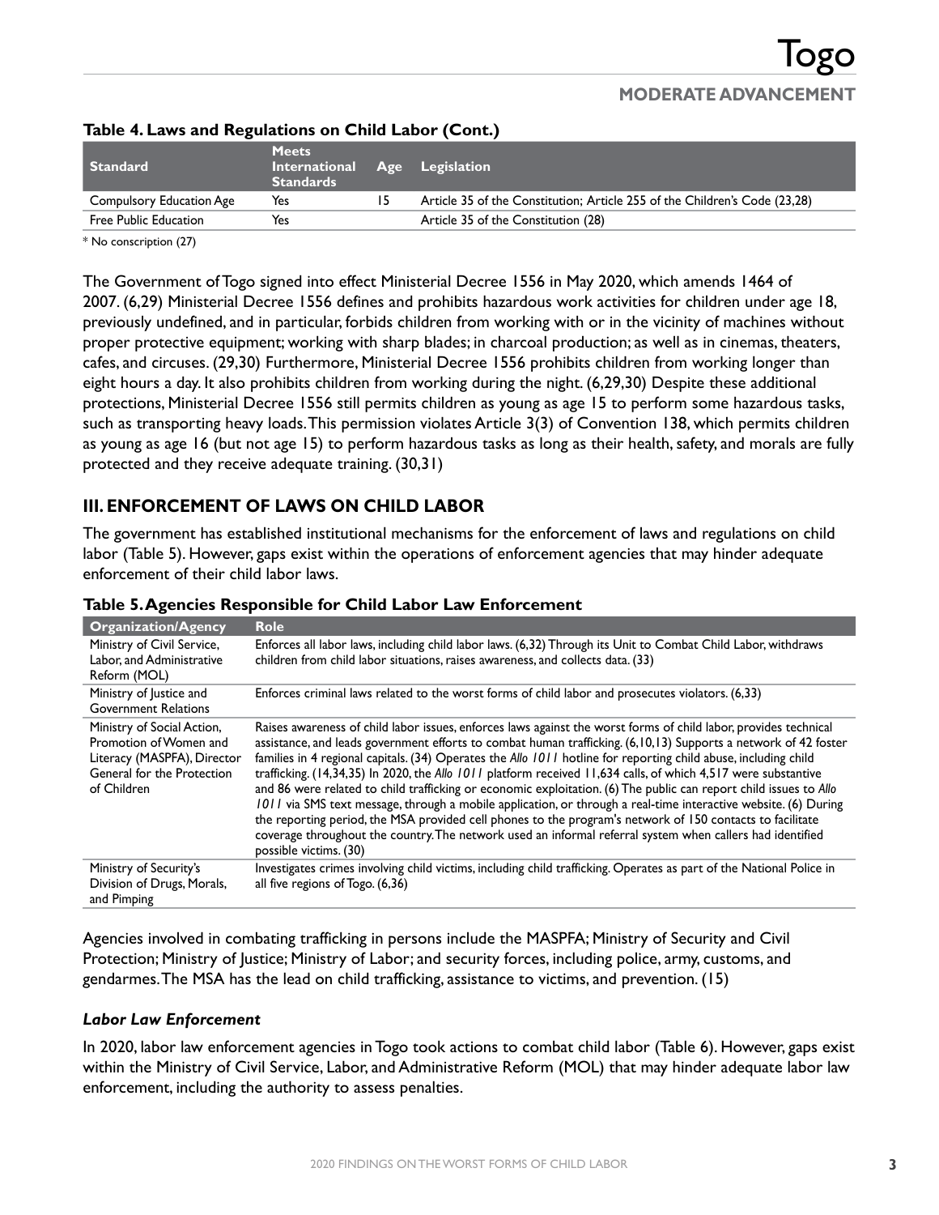#### Table 4. Laws and Regulations on Child Labor (Cont.)

| Standard | Meets International Standards | Age | Legislation |
|---|---|---|---|
| Compulsory Education Age | Yes | 15 | Article 35 of the Constitution; Article 255 of the Children's Code (23,28) |
| Free Public Education | Yes | | Article 35 of the Constitution (28) |

* No conscription (27)

The Government of Togo signed into effect Ministerial Decree 1556 in May 2020, which amends 1464 of 2007. (6,29) Ministerial Decree 1556 defines and prohibits hazardous work activities for children under age 18, previously undefined, and in particular, forbids children from working with or in the vicinity of machines without proper protective equipment; working with sharp blades; in charcoal production; as well as in cinemas, theaters, cafes, and circuses. (29,30) Furthermore, Ministerial Decree 1556 prohibits children from working longer than eight hours a day. It also prohibits children from working during the night. (6,29,30) Despite these additional protections, Ministerial Decree 1556 still permits children as young as age 15 to perform some hazardous tasks, such as transporting heavy loads. This permission violates Article 3(3) of Convention 138, which permits children as young as age 16 (but not age 15) to perform hazardous tasks as long as their health, safety, and morals are fully protected and they receive adequate training. (30,31)

## III. ENFORCEMENT OF LAWS ON CHILD LABOR

The government has established institutional mechanisms for the enforcement of laws and regulations on child labor (Table 5). However, gaps exist within the operations of enforcement agencies that may hinder adequate enforcement of their child labor laws.

#### Table 5. Agencies Responsible for Child Labor Law Enforcement

| Organization/Agency | Role |
|---|---|
| Ministry of Civil Service, Labor, and Administrative Reform (MOL) | Enforces all labor laws, including child labor laws. (6,32) Through its Unit to Combat Child Labor, withdraws children from child labor situations, raises awareness, and collects data. (33) |
| Ministry of Justice and Government Relations | Enforces criminal laws related to the worst forms of child labor and prosecutes violators. (6,33) |
| Ministry of Social Action, Promotion of Women and Literacy (MASPFA), Director General for the Protection of Children | Raises awareness of child labor issues, enforces laws against the worst forms of child labor, provides technical assistance, and leads government efforts to combat human trafficking. (6,10,13) Supports a network of 42 foster families in 4 regional capitals. (34) Operates the *Allo 1011* hotline for reporting child abuse, including child trafficking. (14,34,35) In 2020, the *Allo 1011* platform received 11,634 calls, of which 4,517 were substantive and 86 were related to child trafficking or economic exploitation. (6) The public can report child issues to *Allo 1011* via SMS text message, through a mobile application, or through a real-time interactive website. (6) During the reporting period, the MSA provided cell phones to the program's network of 150 contacts to facilitate coverage throughout the country. The network used an informal referral system when callers had identified possible victims. (30) |
| Ministry of Security's Division of Drugs, Morals, and Pimping | Investigates crimes involving child victims, including child trafficking. Operates as part of the National Police in all five regions of Togo. (6,36) |

Agencies involved in combating trafficking in persons include the MASPFA; Ministry of Security and Civil Protection; Ministry of Justice; Ministry of Labor; and security forces, including police, army, customs, and gendarmes. The MSA has the lead on child trafficking, assistance to victims, and prevention. (15)

### *Labor Law Enforcement*

In 2020, labor law enforcement agencies in Togo took actions to combat child labor (Table 6). However, gaps exist within the Ministry of Civil Service, Labor, and Administrative Reform (MOL) that may hinder adequate labor law enforcement, including the authority to assess penalties.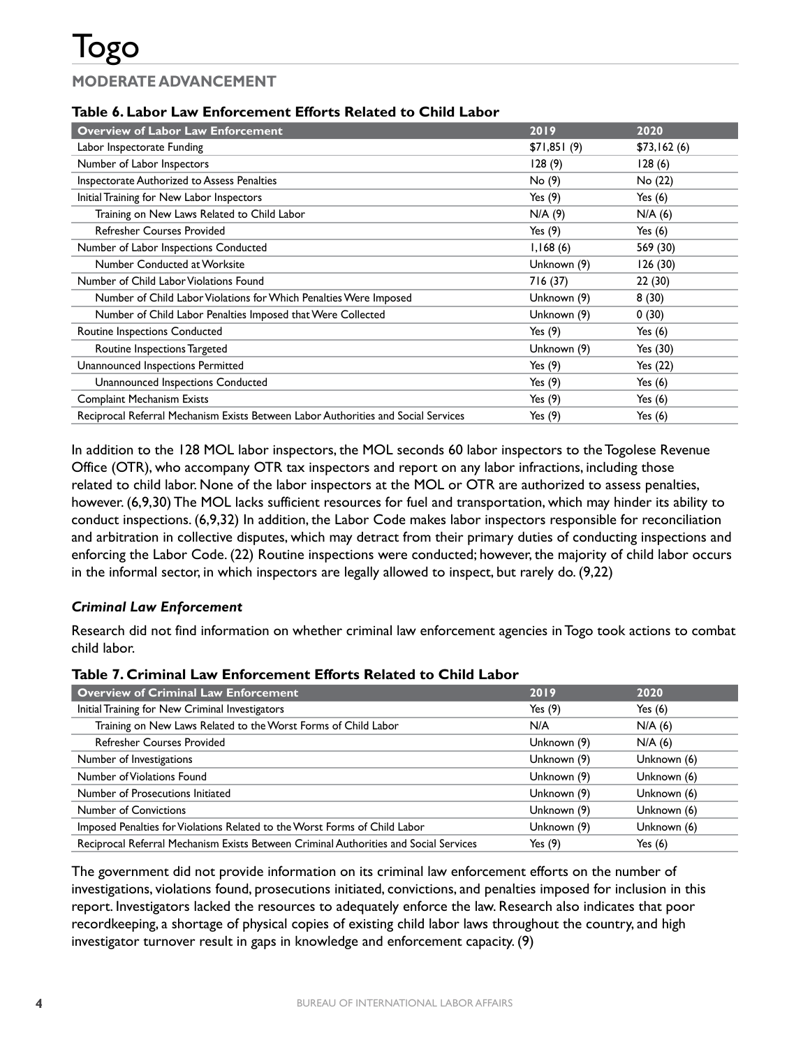# Togo

## MODERATE ADVANCEMENT

**Table 6. Labor Law Enforcement Efforts Related to Child Labor**

| Overview of Labor Law Enforcement | 2019 | 2020 |
|---|---|---|
| Labor Inspectorate Funding | $71,851 (9) | $73,162 (6) |
| Number of Labor Inspectors | 128 (9) | 128 (6) |
| Inspectorate Authorized to Assess Penalties | No (9) | No (22) |
| Initial Training for New Labor Inspectors | Yes (9) | Yes (6) |
| Training on New Laws Related to Child Labor | N/A (9) | N/A (6) |
| Refresher Courses Provided | Yes (9) | Yes (6) |
| Number of Labor Inspections Conducted | 1,168 (6) | 569 (30) |
| Number Conducted at Worksite | Unknown (9) | 126 (30) |
| Number of Child Labor Violations Found | 716 (37) | 22 (30) |
| Number of Child Labor Violations for Which Penalties Were Imposed | Unknown (9) | 8 (30) |
| Number of Child Labor Penalties Imposed that Were Collected | Unknown (9) | 0 (30) |
| Routine Inspections Conducted | Yes (9) | Yes (6) |
| Routine Inspections Targeted | Unknown (9) | Yes (30) |
| Unannounced Inspections Permitted | Yes (9) | Yes (22) |
| Unannounced Inspections Conducted | Yes (9) | Yes (6) |
| Complaint Mechanism Exists | Yes (9) | Yes (6) |
| Reciprocal Referral Mechanism Exists Between Labor Authorities and Social Services | Yes (9) | Yes (6) |

In addition to the 128 MOL labor inspectors, the MOL seconds 60 labor inspectors to the Togolese Revenue Office (OTR), who accompany OTR tax inspectors and report on any labor infractions, including those related to child labor. None of the labor inspectors at the MOL or OTR are authorized to assess penalties, however. (6,9,30) The MOL lacks sufficient resources for fuel and transportation, which may hinder its ability to conduct inspections. (6,9,32) In addition, the Labor Code makes labor inspectors responsible for reconciliation and arbitration in collective disputes, which may detract from their primary duties of conducting inspections and enforcing the Labor Code. (22) Routine inspections were conducted; however, the majority of child labor occurs in the informal sector, in which inspectors are legally allowed to inspect, but rarely do. (9,22)

### *Criminal Law Enforcement*

Research did not find information on whether criminal law enforcement agencies in Togo took actions to combat child labor.

**Table 7. Criminal Law Enforcement Efforts Related to Child Labor**

| Overview of Criminal Law Enforcement | 2019 | 2020 |
|---|---|---|
| Initial Training for New Criminal Investigators | Yes (9) | Yes (6) |
| Training on New Laws Related to the Worst Forms of Child Labor | N/A | N/A (6) |
| Refresher Courses Provided | Unknown (9) | N/A (6) |
| Number of Investigations | Unknown (9) | Unknown (6) |
| Number of Violations Found | Unknown (9) | Unknown (6) |
| Number of Prosecutions Initiated | Unknown (9) | Unknown (6) |
| Number of Convictions | Unknown (9) | Unknown (6) |
| Imposed Penalties for Violations Related to the Worst Forms of Child Labor | Unknown (9) | Unknown (6) |
| Reciprocal Referral Mechanism Exists Between Criminal Authorities and Social Services | Yes (9) | Yes (6) |

The government did not provide information on its criminal law enforcement efforts on the number of investigations, violations found, prosecutions initiated, convictions, and penalties imposed for inclusion in this report. Investigators lacked the resources to adequately enforce the law. Research also indicates that poor recordkeeping, a shortage of physical copies of existing child labor laws throughout the country, and high investigator turnover result in gaps in knowledge and enforcement capacity. (9)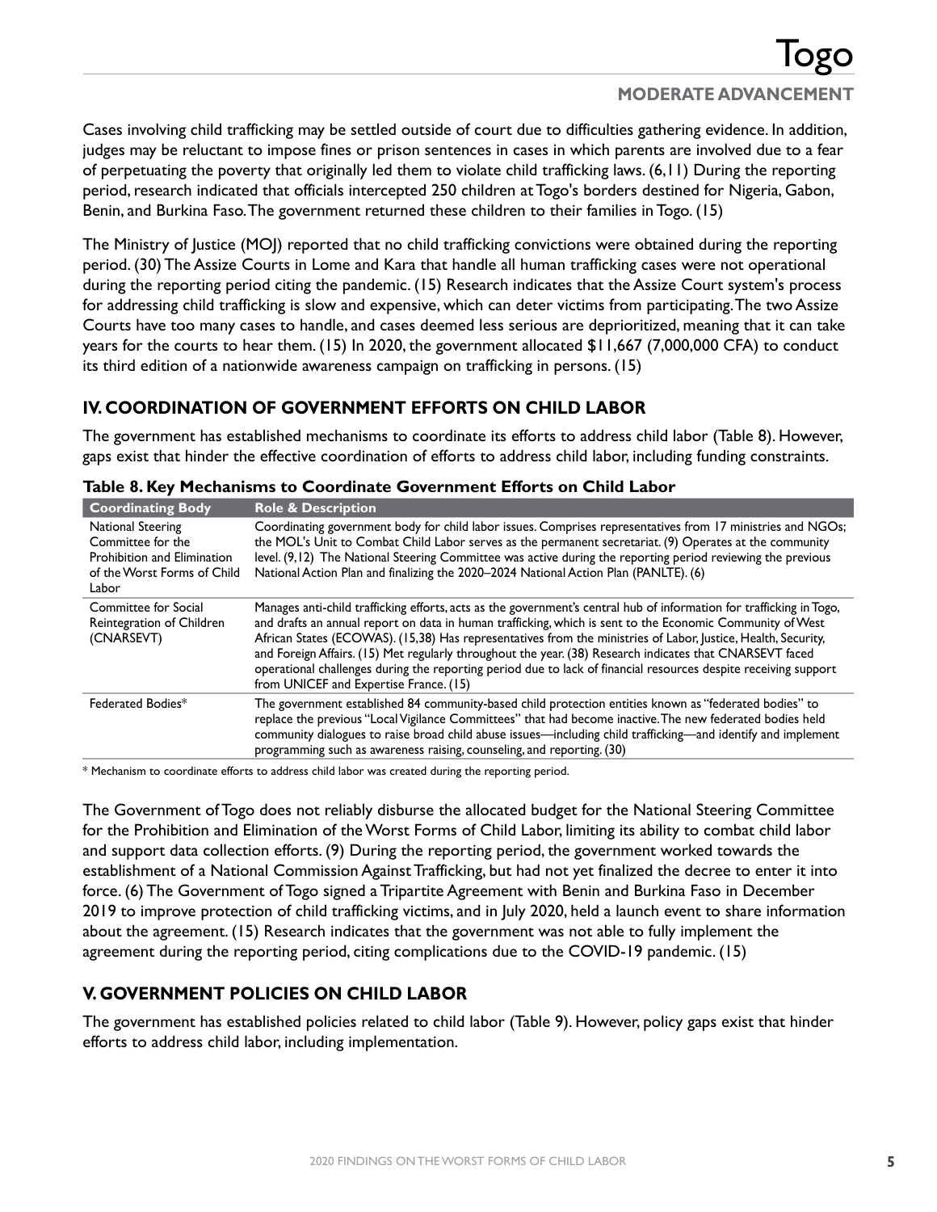Cases involving child trafficking may be settled outside of court due to difficulties gathering evidence. In addition, judges may be reluctant to impose fines or prison sentences in cases in which parents are involved due to a fear of perpetuating the poverty that originally led them to violate child trafficking laws. (6,11) During the reporting period, research indicated that officials intercepted 250 children at Togo's borders destined for Nigeria, Gabon, Benin, and Burkina Faso. The government returned these children to their families in Togo. (15)

The Ministry of Justice (MOJ) reported that no child trafficking convictions were obtained during the reporting period. (30) The Assize Courts in Lome and Kara that handle all human trafficking cases were not operational during the reporting period citing the pandemic. (15) Research indicates that the Assize Court system's process for addressing child trafficking is slow and expensive, which can deter victims from participating. The two Assize Courts have too many cases to handle, and cases deemed less serious are deprioritized, meaning that it can take years for the courts to hear them. (15) In 2020, the government allocated $11,667 (7,000,000 CFA) to conduct its third edition of a nationwide awareness campaign on trafficking in persons. (15)

## IV. COORDINATION OF GOVERNMENT EFFORTS ON CHILD LABOR

The government has established mechanisms to coordinate its efforts to address child labor (Table 8). However, gaps exist that hinder the effective coordination of efforts to address child labor, including funding constraints.

**Table 8. Key Mechanisms to Coordinate Government Efforts on Child Labor**

| Coordinating Body | Role & Description |
|---|---|
| National Steering Committee for the Prohibition and Elimination of the Worst Forms of Child Labor | Coordinating government body for child labor issues. Comprises representatives from 17 ministries and NGOs; the MOL's Unit to Combat Child Labor serves as the permanent secretariat. (9) Operates at the community level. (9,12) The National Steering Committee was active during the reporting period reviewing the previous National Action Plan and finalizing the 2020–2024 National Action Plan (PANLTE). (6) |
| Committee for Social Reintegration of Children (CNARSEVT) | Manages anti-child trafficking efforts, acts as the government's central hub of information for trafficking in Togo, and drafts an annual report on data in human trafficking, which is sent to the Economic Community of West African States (ECOWAS). (15,38) Has representatives from the ministries of Labor, Justice, Health, Security, and Foreign Affairs. (15) Met regularly throughout the year. (38) Research indicates that CNARSEVT faced operational challenges during the reporting period due to lack of financial resources despite receiving support from UNICEF and Expertise France. (15) |
| Federated Bodies* | The government established 84 community-based child protection entities known as "federated bodies" to replace the previous "Local Vigilance Committees" that had become inactive. The new federated bodies held community dialogues to raise broad child abuse issues—including child trafficking—and identify and implement programming such as awareness raising, counseling, and reporting. (30) |

\* Mechanism to coordinate efforts to address child labor was created during the reporting period.

The Government of Togo does not reliably disburse the allocated budget for the National Steering Committee for the Prohibition and Elimination of the Worst Forms of Child Labor, limiting its ability to combat child labor and support data collection efforts. (9) During the reporting period, the government worked towards the establishment of a National Commission Against Trafficking, but had not yet finalized the decree to enter it into force. (6) The Government of Togo signed a Tripartite Agreement with Benin and Burkina Faso in December 2019 to improve protection of child trafficking victims, and in July 2020, held a launch event to share information about the agreement. (15) Research indicates that the government was not able to fully implement the agreement during the reporting period, citing complications due to the COVID-19 pandemic. (15)

## V. GOVERNMENT POLICIES ON CHILD LABOR

The government has established policies related to child labor (Table 9). However, policy gaps exist that hinder efforts to address child labor, including implementation.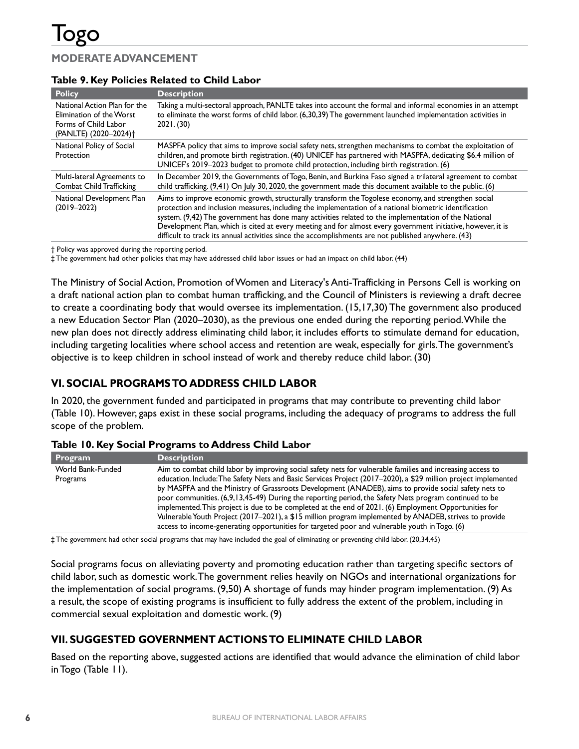# Togo

## MODERATE ADVANCEMENT

**Table 9. Key Policies Related to Child Labor**

| Policy | Description |
|---|---|
| National Action Plan for the Elimination of the Worst Forms of Child Labor (PANLTE) (2020–2024)† | Taking a multi-sectoral approach, PANLTE takes into account the formal and informal economies in an attempt to eliminate the worst forms of child labor. (6,30,39) The government launched implementation activities in 2021. (30) |
| National Policy of Social Protection | MASPFA policy that aims to improve social safety nets, strengthen mechanisms to combat the exploitation of children, and promote birth registration. (40) UNICEF has partnered with MASPFA, dedicating $6.4 million of UNICEF's 2019–2023 budget to promote child protection, including birth registration. (6) |
| Multi-lateral Agreements to Combat Child Trafficking | In December 2019, the Governments of Togo, Benin, and Burkina Faso signed a trilateral agreement to combat child trafficking. (9,41) On July 30, 2020, the government made this document available to the public. (6) |
| National Development Plan (2019–2022) | Aims to improve economic growth, structurally transform the Togolese economy, and strengthen social protection and inclusion measures, including the implementation of a national biometric identification system. (9,42) The government has done many activities related to the implementation of the National Development Plan, which is cited at every meeting and for almost every government initiative, however, it is difficult to track its annual activities since the accomplishments are not published anywhere. (43) |

† Policy was approved during the reporting period.
‡ The government had other policies that may have addressed child labor issues or had an impact on child labor. (44)

The Ministry of Social Action, Promotion of Women and Literacy's Anti-Trafficking in Persons Cell is working on a draft national action plan to combat human trafficking, and the Council of Ministers is reviewing a draft decree to create a coordinating body that would oversee its implementation. (15,17,30) The government also produced a new Education Sector Plan (2020–2030), as the previous one ended during the reporting period. While the new plan does not directly address eliminating child labor, it includes efforts to stimulate demand for education, including targeting localities where school access and retention are weak, especially for girls. The government's objective is to keep children in school instead of work and thereby reduce child labor. (30)

## VI. SOCIAL PROGRAMS TO ADDRESS CHILD LABOR

In 2020, the government funded and participated in programs that may contribute to preventing child labor (Table 10). However, gaps exist in these social programs, including the adequacy of programs to address the full scope of the problem.

**Table 10. Key Social Programs to Address Child Labor**

| Program | Description |
|---|---|
| World Bank-Funded Programs | Aim to combat child labor by improving social safety nets for vulnerable families and increasing access to education. Include: The Safety Nets and Basic Services Project (2017–2020), a $29 million project implemented by MASPFA and the Ministry of Grassroots Development (ANADEB), aims to provide social safety nets to poor communities. (6,9,13,45-49) During the reporting period, the Safety Nets program continued to be implemented. This project is due to be completed at the end of 2021. (6) Employment Opportunities for Vulnerable Youth Project (2017–2021), a $15 million program implemented by ANADEB, strives to provide access to income-generating opportunities for targeted poor and vulnerable youth in Togo. (6) |

‡ The government had other social programs that may have included the goal of eliminating or preventing child labor. (20,34,45)

Social programs focus on alleviating poverty and promoting education rather than targeting specific sectors of child labor, such as domestic work. The government relies heavily on NGOs and international organizations for the implementation of social programs. (9,50) A shortage of funds may hinder program implementation. (9) As a result, the scope of existing programs is insufficient to fully address the extent of the problem, including in commercial sexual exploitation and domestic work. (9)

## VII. SUGGESTED GOVERNMENT ACTIONS TO ELIMINATE CHILD LABOR

Based on the reporting above, suggested actions are identified that would advance the elimination of child labor in Togo (Table 11).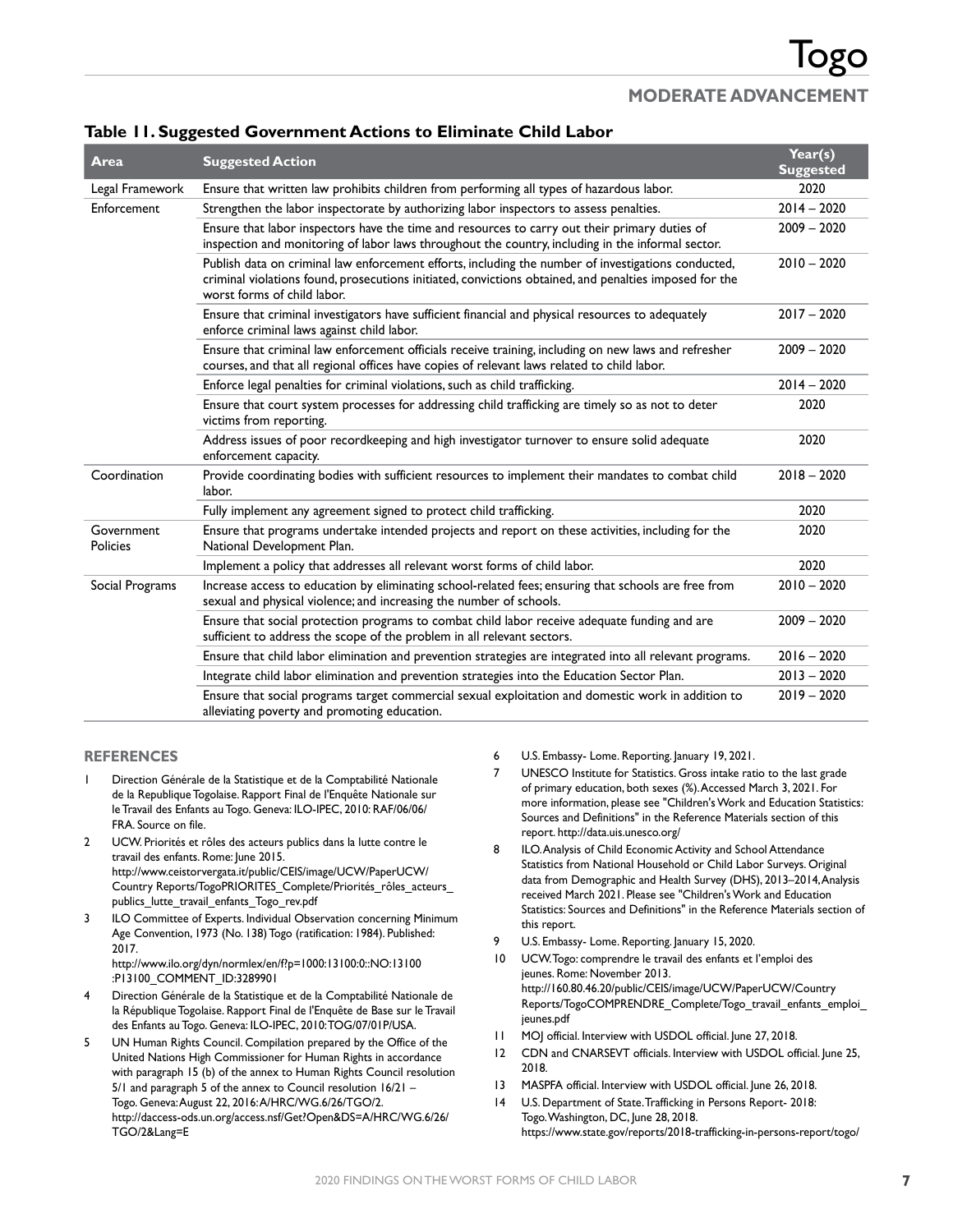**Table 11. Suggested Government Actions to Eliminate Child Labor**

| Area | Suggested Action | Year(s) Suggested |
|---|---|---|
| Legal Framework | Ensure that written law prohibits children from performing all types of hazardous labor. | 2020 |
| Enforcement | Strengthen the labor inspectorate by authorizing labor inspectors to assess penalties. | 2014 – 2020 |
| | Ensure that labor inspectors have the time and resources to carry out their primary duties of inspection and monitoring of labor laws throughout the country, including in the informal sector. | 2009 – 2020 |
| | Publish data on criminal law enforcement efforts, including the number of investigations conducted, criminal violations found, prosecutions initiated, convictions obtained, and penalties imposed for the worst forms of child labor. | 2010 – 2020 |
| | Ensure that criminal investigators have sufficient financial and physical resources to adequately enforce criminal laws against child labor. | 2017 – 2020 |
| | Ensure that criminal law enforcement officials receive training, including on new laws and refresher courses, and that all regional offices have copies of relevant laws related to child labor. | 2009 – 2020 |
| | Enforce legal penalties for criminal violations, such as child trafficking. | 2014 – 2020 |
| | Ensure that court system processes for addressing child trafficking are timely so as not to deter victims from reporting. | 2020 |
| | Address issues of poor recordkeeping and high investigator turnover to ensure solid adequate enforcement capacity. | 2020 |
| Coordination | Provide coordinating bodies with sufficient resources to implement their mandates to combat child labor. | 2018 – 2020 |
| | Fully implement any agreement signed to protect child trafficking. | 2020 |
| Government Policies | Ensure that programs undertake intended projects and report on these activities, including for the National Development Plan. | 2020 |
| | Implement a policy that addresses all relevant worst forms of child labor. | 2020 |
| Social Programs | Increase access to education by eliminating school-related fees; ensuring that schools are free from sexual and physical violence; and increasing the number of schools. | 2010 – 2020 |
| | Ensure that social protection programs to combat child labor receive adequate funding and are sufficient to address the scope of the problem in all relevant sectors. | 2009 – 2020 |
| | Ensure that child labor elimination and prevention strategies are integrated into all relevant programs. | 2016 – 2020 |
| | Integrate child labor elimination and prevention strategies into the Education Sector Plan. | 2013 – 2020 |
| | Ensure that social programs target commercial sexual exploitation and domestic work in addition to alleviating poverty and promoting education. | 2019 – 2020 |

## REFERENCES

1. Direction Générale de la Statistique et de la Comptabilité Nationale de la Republique Togolaise. Rapport Final de l'Enquête Nationale sur le Travail des Enfants au Togo. Geneva: ILO-IPEC, 2010: RAF/06/06/FRA. Source on file.
2. UCW. Priorités et rôles des acteurs publics dans la lutte contre le travail des enfants. Rome: June 2015. http://www.ceistorvergata.it/public/CEIS/image/UCW/PaperUCW/Country Reports/TogoPRIORITES_Complete/Priorités_rôles_acteurs_publics_lutte_travail_enfants_Togo_rev.pdf
3. ILO Committee of Experts. Individual Observation concerning Minimum Age Convention, 1973 (No. 138) Togo (ratification: 1984). Published: 2017. http://www.ilo.org/dyn/normlex/en/f?p=1000:13100:0::NO:13100:P13100_COMMENT_ID:3289901
4. Direction Générale de la Statistique et de la Comptabilité Nationale de la République Togolaise. Rapport Final de l'Enquête de Base sur le Travail des Enfants au Togo. Geneva: ILO-IPEC, 2010: TOG/07/01P/USA.
5. UN Human Rights Council. Compilation prepared by the Office of the United Nations High Commissioner for Human Rights in accordance with paragraph 15 (b) of the annex to Human Rights Council resolution 5/1 and paragraph 5 of the annex to Council resolution 16/21 – Togo. Geneva: August 22, 2016: A/HRC/WG.6/26/TGO/2. http://daccess-ods.un.org/access.nsf/Get?Open&DS=A/HRC/WG.6/26/TGO/2&Lang=E
6. U.S. Embassy- Lome. Reporting. January 19, 2021.
7. UNESCO Institute for Statistics. Gross intake ratio to the last grade of primary education, both sexes (%). Accessed March 3, 2021. For more information, please see "Children's Work and Education Statistics: Sources and Definitions" in the Reference Materials section of this report. http://data.uis.unesco.org/
8. ILO. Analysis of Child Economic Activity and School Attendance Statistics from National Household or Child Labor Surveys. Original data from Demographic and Health Survey (DHS), 2013–2014. Analysis received March 2021. Please see "Children's Work and Education Statistics: Sources and Definitions" in the Reference Materials section of this report.
9. U.S. Embassy- Lome. Reporting. January 15, 2020.
10. UCW. Togo: comprendre le travail des enfants et l'emploi des jeunes. Rome: November 2013. http://160.80.46.20/public/CEIS/image/UCW/PaperUCW/Country Reports/TogoCOMPRENDRE_Complete/Togo_travail_enfants_emploi_jeunes.pdf
11. MOJ official. Interview with USDOL official. June 27, 2018.
12. CDN and CNARSEVT officials. Interview with USDOL official. June 25, 2018.
13. MASPFA official. Interview with USDOL official. June 26, 2018.
14. U.S. Department of State. Trafficking in Persons Report- 2018: Togo. Washington, DC, June 28, 2018. https://www.state.gov/reports/2018-trafficking-in-persons-report/togo/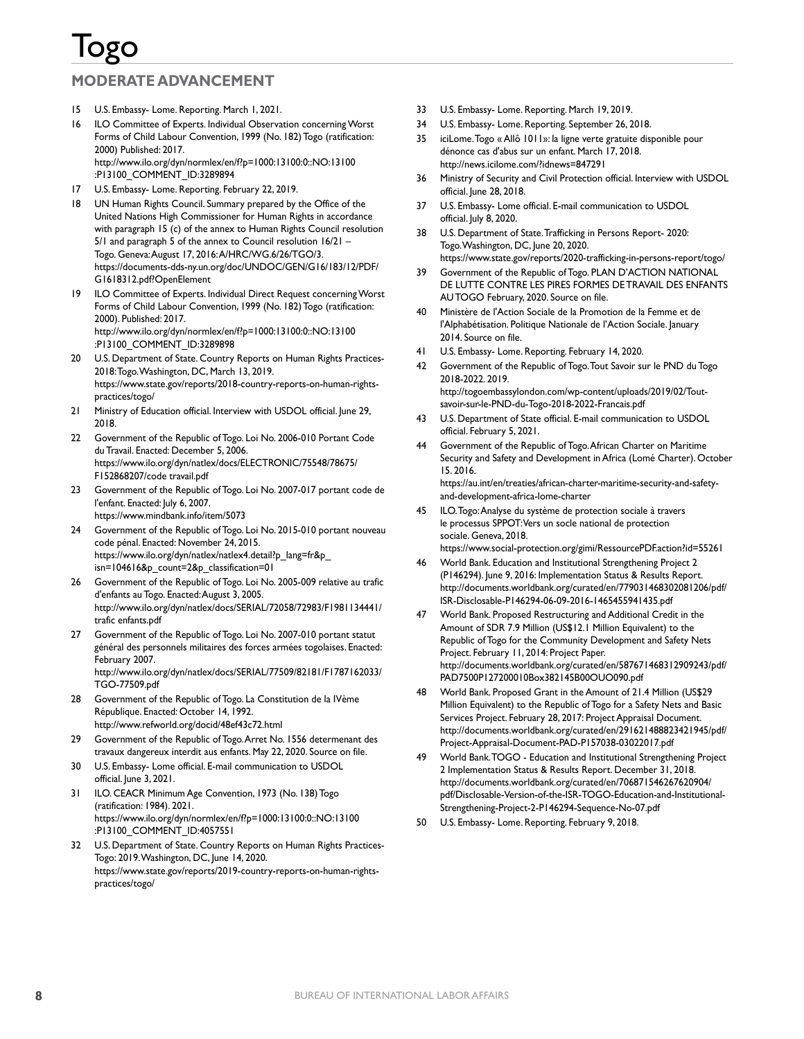# Togo

## MODERATE ADVANCEMENT

15 U.S. Embassy- Lome. Reporting. March 1, 2021.

16 ILO Committee of Experts. Individual Observation concerning Worst Forms of Child Labour Convention, 1999 (No. 182) Togo (ratification: 2000) Published: 2017. http://www.ilo.org/dyn/normlex/en/f?p=1000:13100:0::NO:13100:P13100_COMMENT_ID:3289894

17 U.S. Embassy- Lome. Reporting. February 22, 2019.

18 UN Human Rights Council. Summary prepared by the Office of the United Nations High Commissioner for Human Rights in accordance with paragraph 15 (c) of the annex to Human Rights Council resolution 5/1 and paragraph 5 of the annex to Council resolution 16/21 – Togo. Geneva: August 17, 2016: A/HRC/WG.6/26/TGO/3. https://documents-dds-ny.un.org/doc/UNDOC/GEN/G16/183/12/PDF/G1618312.pdf?OpenElement

19 ILO Committee of Experts. Individual Direct Request concerning Worst Forms of Child Labour Convention, 1999 (No. 182) Togo (ratification: 2000). Published: 2017. http://www.ilo.org/dyn/normlex/en/f?p=1000:13100:0::NO:13100:P13100_COMMENT_ID:3289898

20 U.S. Department of State. Country Reports on Human Rights Practices- 2018: Togo. Washington, DC, March 13, 2019. https://www.state.gov/reports/2018-country-reports-on-human-rights-practices/togo/

21 Ministry of Education official. Interview with USDOL official. June 29, 2018.

22 Government of the Republic of Togo. Loi No. 2006-010 Portant Code du Travail. Enacted: December 5, 2006. https://www.ilo.org/dyn/natlex/docs/ELECTRONIC/75548/78675/F152868207/code travail.pdf

23 Government of the Republic of Togo. Loi No. 2007-017 portant code de l'enfant. Enacted: July 6, 2007. https://www.mindbank.info/item/5073

24 Government of the Republic of Togo. Loi No. 2015-010 portant nouveau code pénal. Enacted: November 24, 2015. https://www.ilo.org/dyn/natlex/natlex4.detail?p_lang=fr&p_isn=104616&p_count=2&p_classification=01

26 Government of the Republic of Togo. Loi No. 2005-009 relative au trafic d'enfants au Togo. Enacted: August 3, 2005. http://www.ilo.org/dyn/natlex/docs/SERIAL/72058/72983/F1981134441/trafic enfants.pdf

27 Government of the Republic of Togo. Loi No. 2007-010 portant statut général des personnels militaires des forces armées togolaises. Enacted: February 2007. http://www.ilo.org/dyn/natlex/docs/SERIAL/77509/82181/F1787162033/TGO-77509.pdf

28 Government of the Republic of Togo. La Constitution de la IVème République. Enacted: October 14, 1992. http://www.refworld.org/docid/48ef43c72.html

29 Government of the Republic of Togo. Arret No. 1556 determenant des travaux dangereux interdit aus enfants. May 22, 2020. Source on file.

30 U.S. Embassy- Lome official. E-mail communication to USDOL official. June 3, 2021.

31 ILO. CEACR Minimum Age Convention, 1973 (No. 138) Togo (ratification: 1984). 2021. https://www.ilo.org/dyn/normlex/en/f?p=1000:13100:0::NO:13100:P13100_COMMENT_ID:4057551

32 U.S. Department of State. Country Reports on Human Rights Practices- Togo: 2019. Washington, DC, June 14, 2020. https://www.state.gov/reports/2019-country-reports-on-human-rights-practices/togo/

33 U.S. Embassy- Lome. Reporting. March 19, 2019.

34 U.S. Embassy- Lome. Reporting. September 26, 2018.

35 iciLome. Togo « Allô 1011»: la ligne verte gratuite disponible pour dénonce cas d'abus sur un enfant. March 17, 2018. http://news.icilome.com/?idnews=847291

36 Ministry of Security and Civil Protection official. Interview with USDOL official. June 28, 2018.

37 U.S. Embassy- Lome official. E-mail communication to USDOL official. July 8, 2020.

38 U.S. Department of State. Trafficking in Persons Report- 2020: Togo. Washington, DC, June 20, 2020. https://www.state.gov/reports/2020-trafficking-in-persons-report/togo/

39 Government of the Republic of Togo. PLAN D'ACTION NATIONAL DE LUTTE CONTRE LES PIRES FORMES DE TRAVAIL DES ENFANTS AU TOGO February, 2020. Source on file.

40 Ministère de l'Action Sociale de la Promotion de la Femme et de l'Alphabétisation. Politique Nationale de l'Action Sociale. January 2014. Source on file.

41 U.S. Embassy- Lome. Reporting. February 14, 2020.

42 Government of the Republic of Togo. Tout Savoir sur le PND du Togo 2018-2022. 2019. http://togoembassylondon.com/wp-content/uploads/2019/02/Tout-savoir-sur-le-PND-du-Togo-2018-2022-Francais.pdf

43 U.S. Department of State official. E-mail communication to USDOL official. February 5, 2021.

44 Government of the Republic of Togo. African Charter on Maritime Security and Safety and Development in Africa (Lomé Charter). October 15. 2016. https://au.int/en/treaties/african-charter-maritime-security-and-safety-and-development-africa-lome-charter

45 ILO. Togo: Analyse du système de protection sociale à travers le processus SPPOT: Vers un socle national de protection sociale. Geneva, 2018. https://www.social-protection.org/gimi/RessourcePDF.action?id=55261

46 World Bank. Education and Institutional Strengthening Project 2 (P146294). June 9, 2016: Implementation Status & Results Report. http://documents.worldbank.org/curated/en/779031468302081206/pdf/ISR-Disclosable-P146294-06-09-2016-1465455941435.pdf

47 World Bank. Proposed Restructuring and Additional Credit in the Amount of SDR 7.9 Million (US$12.1 Million Equivalent) to the Republic of Togo for the Community Development and Safety Nets Project. February 11, 2014: Project Paper. http://documents.worldbank.org/curated/en/587671468312909243/pdf/PAD7500P127200010Box382145B00OUO090.pdf

48 World Bank. Proposed Grant in the Amount of 21.4 Million (US$29 Million Equivalent) to the Republic of Togo for a Safety Nets and Basic Services Project. February 28, 2017: Project Appraisal Document. http://documents.worldbank.org/curated/en/291621488823421945/pdf/Project-Appraisal-Document-PAD-P157038-03022017.pdf

49 World Bank. TOGO - Education and Institutional Strengthening Project 2 Implementation Status & Results Report. December 31, 2018. http://documents.worldbank.org/curated/en/706871546267620904/pdf/Disclosable-Version-of-the-ISR-TOGO-Education-and-Institutional-Strengthening-Project-2-P146294-Sequence-No-07.pdf

50 U.S. Embassy- Lome. Reporting. February 9, 2018.